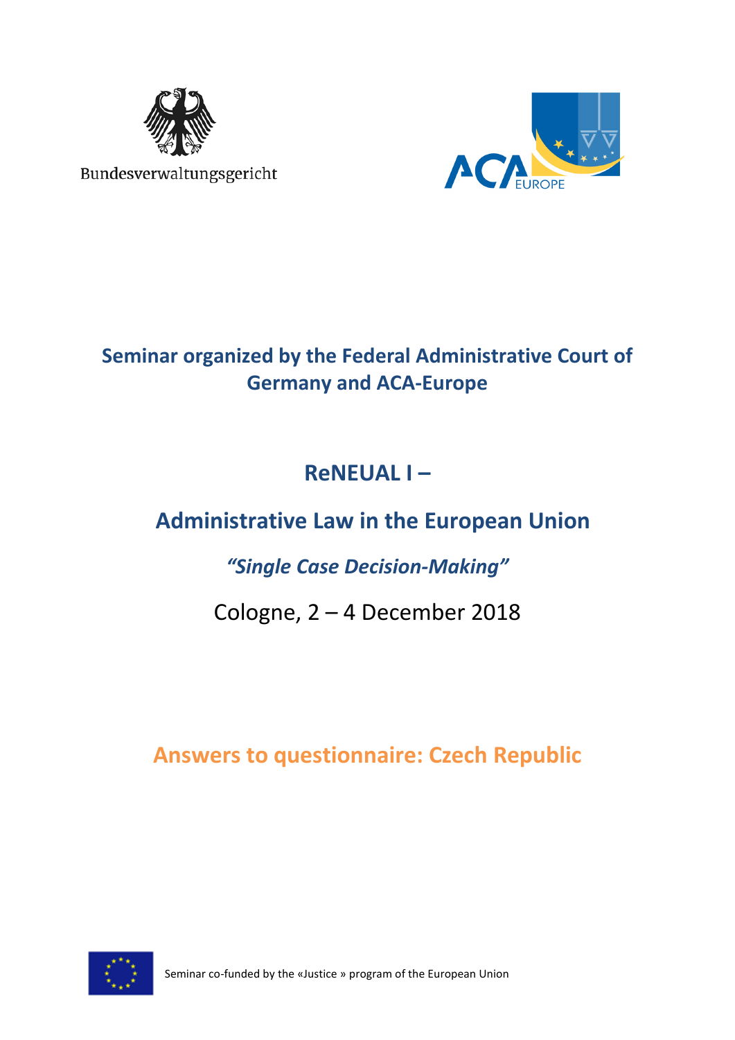Bundesverwaltungsgericht

ACA EUROPE

## Seminar organized by the Federal Administrative Court of Germany and ACA-Europe

# ReNEUAL I –

# Administrative Law in the European Union

## *"Single Case Decision-Making"*

Cologne, 2 – 4 December 2018

## Answers to questionnaire: Czech Republic

Seminar co-funded by the «Justice » program of the European Union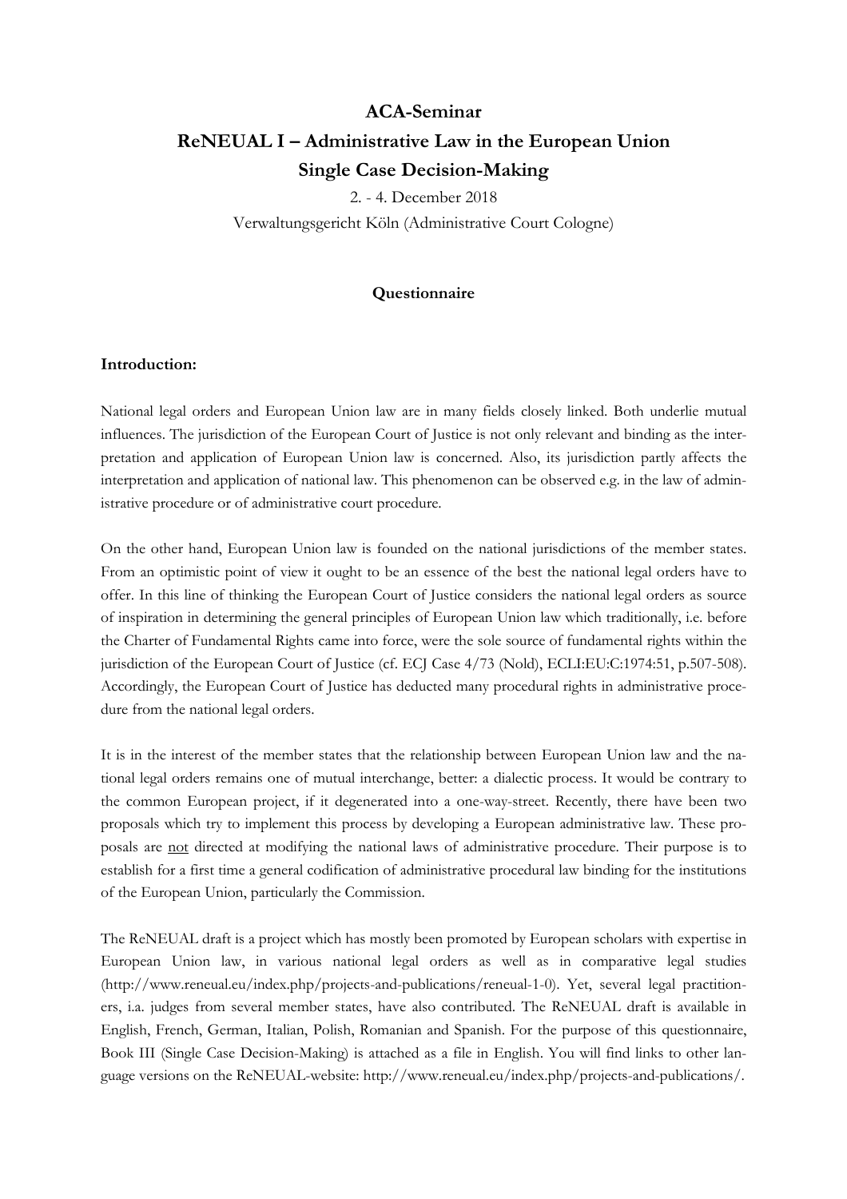# ACA-Seminar

# ReNEUAL I – Administrative Law in the European Union

# Single Case Decision-Making

2. - 4. December 2018

Verwaltungsgericht Köln (Administrative Court Cologne)

## Questionnaire

### Introduction:

National legal orders and European Union law are in many fields closely linked. Both underlie mutual influences. The jurisdiction of the European Court of Justice is not only relevant and binding as the interpretation and application of European Union law is concerned. Also, its jurisdiction partly affects the interpretation and application of national law. This phenomenon can be observed e.g. in the law of administrative procedure or of administrative court procedure.

On the other hand, European Union law is founded on the national jurisdictions of the member states. From an optimistic point of view it ought to be an essence of the best the national legal orders have to offer. In this line of thinking the European Court of Justice considers the national legal orders as source of inspiration in determining the general principles of European Union law which traditionally, i.e. before the Charter of Fundamental Rights came into force, were the sole source of fundamental rights within the jurisdiction of the European Court of Justice (cf. ECJ Case 4/73 (Nold), ECLI:EU:C:1974:51, p.507-508). Accordingly, the European Court of Justice has deducted many procedural rights in administrative procedure from the national legal orders.

It is in the interest of the member states that the relationship between European Union law and the national legal orders remains one of mutual interchange, better: a dialectic process. It would be contrary to the common European project, if it degenerated into a one-way-street. Recently, there have been two proposals which try to implement this process by developing a European administrative law. These proposals are <u>not</u> directed at modifying the national laws of administrative procedure. Their purpose is to establish for a first time a general codification of administrative procedural law binding for the institutions of the European Union, particularly the Commission.

The ReNEUAL draft is a project which has mostly been promoted by European scholars with expertise in European Union law, in various national legal orders as well as in comparative legal studies (http://www.reneual.eu/index.php/projects-and-publications/reneual-1-0). Yet, several legal practitioners, i.a. judges from several member states, have also contributed. The ReNEUAL draft is available in English, French, German, Italian, Polish, Romanian and Spanish. For the purpose of this questionnaire, Book III (Single Case Decision-Making) is attached as a file in English. You will find links to other language versions on the ReNEUAL-website: http://www.reneual.eu/index.php/projects-and-publications/.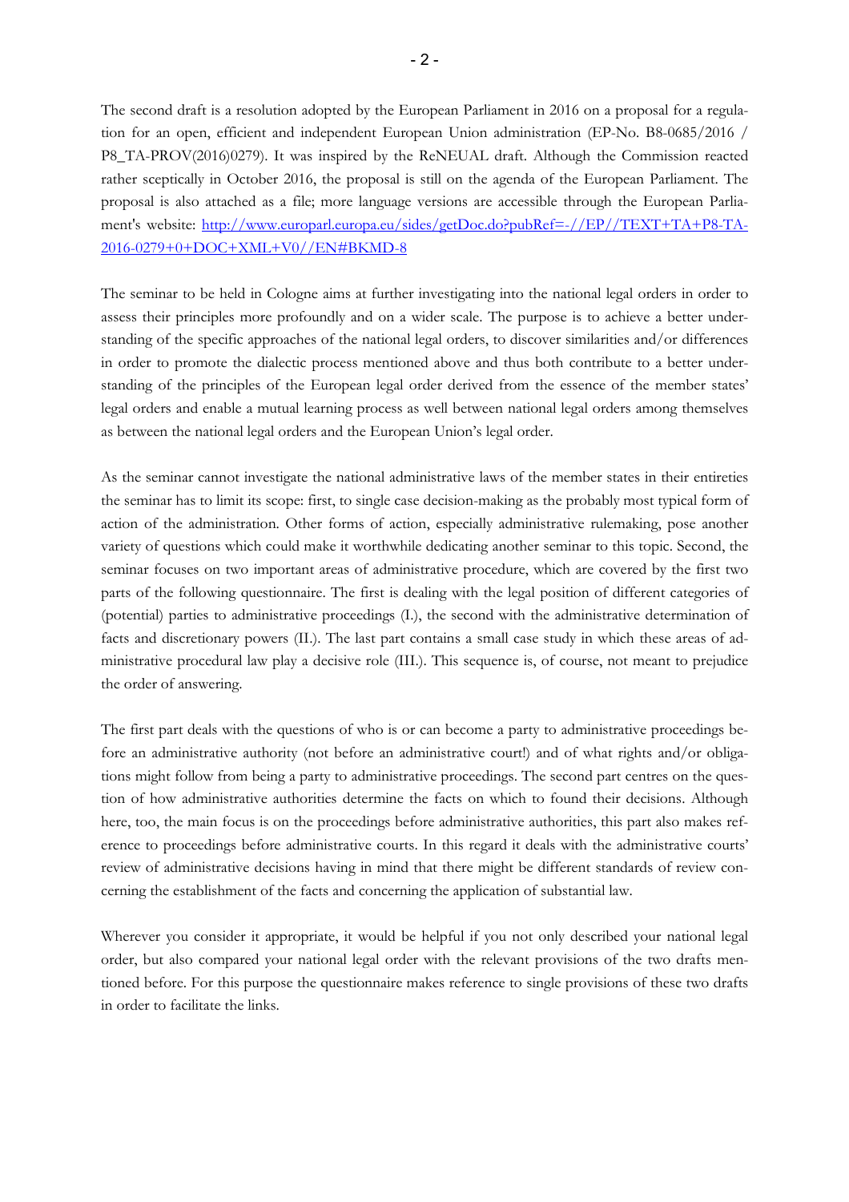The second draft is a resolution adopted by the European Parliament in 2016 on a proposal for a regulation for an open, efficient and independent European Union administration (EP-No. B8-0685/2016 / P8_TA-PROV(2016)0279). It was inspired by the ReNEUAL draft. Although the Commission reacted rather sceptically in October 2016, the proposal is still on the agenda of the European Parliament. The proposal is also attached as a file; more language versions are accessible through the European Parliament's website: [http://www.europarl.europa.eu/sides/getDoc.do?pubRef=-//EP//TEXT+TA+P8-TA-2016-0279+0+DOC+XML+V0//EN#BKMD-8](http://www.europarl.europa.eu/sides/getDoc.do?pubRef=-//EP//TEXT+TA+P8-TA-2016-0279+0+DOC+XML+V0//EN#BKMD-8)

The seminar to be held in Cologne aims at further investigating into the national legal orders in order to assess their principles more profoundly and on a wider scale. The purpose is to achieve a better understanding of the specific approaches of the national legal orders, to discover similarities and/or differences in order to promote the dialectic process mentioned above and thus both contribute to a better understanding of the principles of the European legal order derived from the essence of the member states' legal orders and enable a mutual learning process as well between national legal orders among themselves as between the national legal orders and the European Union's legal order.

As the seminar cannot investigate the national administrative laws of the member states in their entireties the seminar has to limit its scope: first, to single case decision-making as the probably most typical form of action of the administration. Other forms of action, especially administrative rulemaking, pose another variety of questions which could make it worthwhile dedicating another seminar to this topic. Second, the seminar focuses on two important areas of administrative procedure, which are covered by the first two parts of the following questionnaire. The first is dealing with the legal position of different categories of (potential) parties to administrative proceedings (I.), the second with the administrative determination of facts and discretionary powers (II.). The last part contains a small case study in which these areas of administrative procedural law play a decisive role (III.). This sequence is, of course, not meant to prejudice the order of answering.

The first part deals with the questions of who is or can become a party to administrative proceedings before an administrative authority (not before an administrative court!) and of what rights and/or obligations might follow from being a party to administrative proceedings. The second part centres on the question of how administrative authorities determine the facts on which to found their decisions. Although here, too, the main focus is on the proceedings before administrative authorities, this part also makes reference to proceedings before administrative courts. In this regard it deals with the administrative courts' review of administrative decisions having in mind that there might be different standards of review concerning the establishment of the facts and concerning the application of substantial law.

Wherever you consider it appropriate, it would be helpful if you not only described your national legal order, but also compared your national legal order with the relevant provisions of the two drafts mentioned before. For this purpose the questionnaire makes reference to single provisions of these two drafts in order to facilitate the links.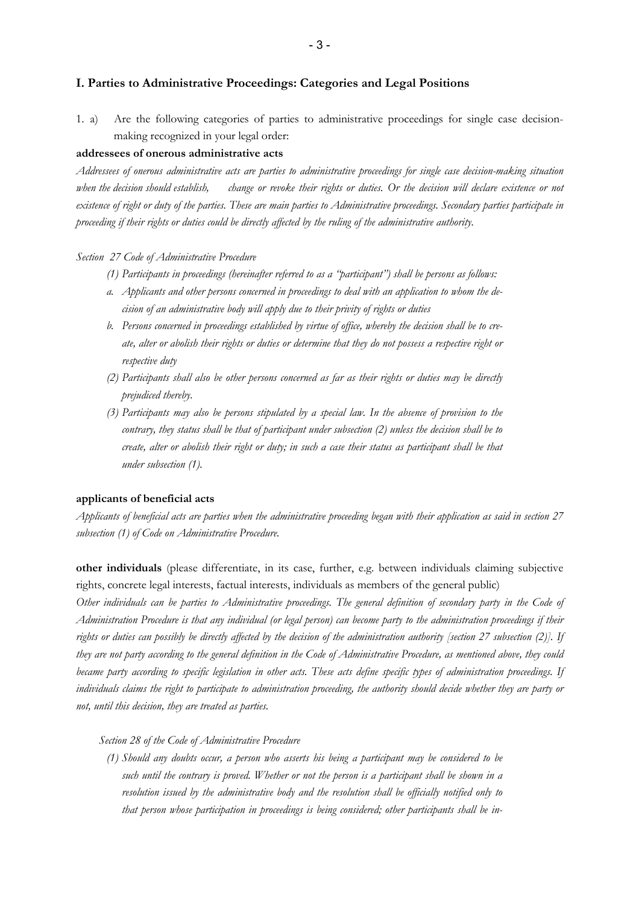## I. Parties to Administrative Proceedings: Categories and Legal Positions

1. a) Are the following categories of parties to administrative proceedings for single case decision-making recognized in your legal order:

**addressees of onerous administrative acts**

*Addressees of onerous administrative acts are parties to administrative proceedings for single case decision-making situation when the decision should establish, change or revoke their rights or duties. Or the decision will declare existence or not existence of right or duty of the parties. These are main parties to Administrative proceedings. Secondary parties participate in proceeding if their rights or duties could be directly affected by the ruling of the administrative authority.*

*Section 27 Code of Administrative Procedure*

*(1) Participants in proceedings (hereinafter referred to as a "participant") shall be persons as follows:*

*a. Applicants and other persons concerned in proceedings to deal with an application to whom the decision of an administrative body will apply due to their privity of rights or duties*

*b. Persons concerned in proceedings established by virtue of office, whereby the decision shall be to create, alter or abolish their rights or duties or determine that they do not possess a respective right or respective duty*

*(2) Participants shall also be other persons concerned as far as their rights or duties may be directly prejudiced thereby.*

*(3) Participants may also be persons stipulated by a special law. In the absence of provision to the contrary, they status shall be that of participant under subsection (2) unless the decision shall be to create, alter or abolish their right or duty; in such a case their status as participant shall be that under subsection (1).*

**applicants of beneficial acts**

*Applicants of beneficial acts are parties when the administrative proceeding began with their application as said in section 27 subsection (1) of Code on Administrative Procedure.*

**other individuals** (please differentiate, in its case, further, e.g. between individuals claiming subjective rights, concrete legal interests, factual interests, individuals as members of the general public)

*Other individuals can be parties to Administrative proceedings. The general definition of secondary party in the Code of Administration Procedure is that any individual (or legal person) can become party to the administration proceedings if their rights or duties can possibly be directly affected by the decision of the administration authority [section 27 subsection (2)]. If they are not party according to the general definition in the Code of Administrative Procedure, as mentioned above, they could became party according to specific legislation in other acts. These acts define specific types of administration proceedings. If individuals claims the right to participate to administration proceeding, the authority should decide whether they are party or not, until this decision, they are treated as parties.*

*Section 28 of the Code of Administrative Procedure*

*(1) Should any doubts occur, a person who asserts his being a participant may be considered to be such until the contrary is proved. Whether or not the person is a participant shall be shown in a resolution issued by the administrative body and the resolution shall be officially notified only to that person whose participation in proceedings is being considered; other participants shall be in-*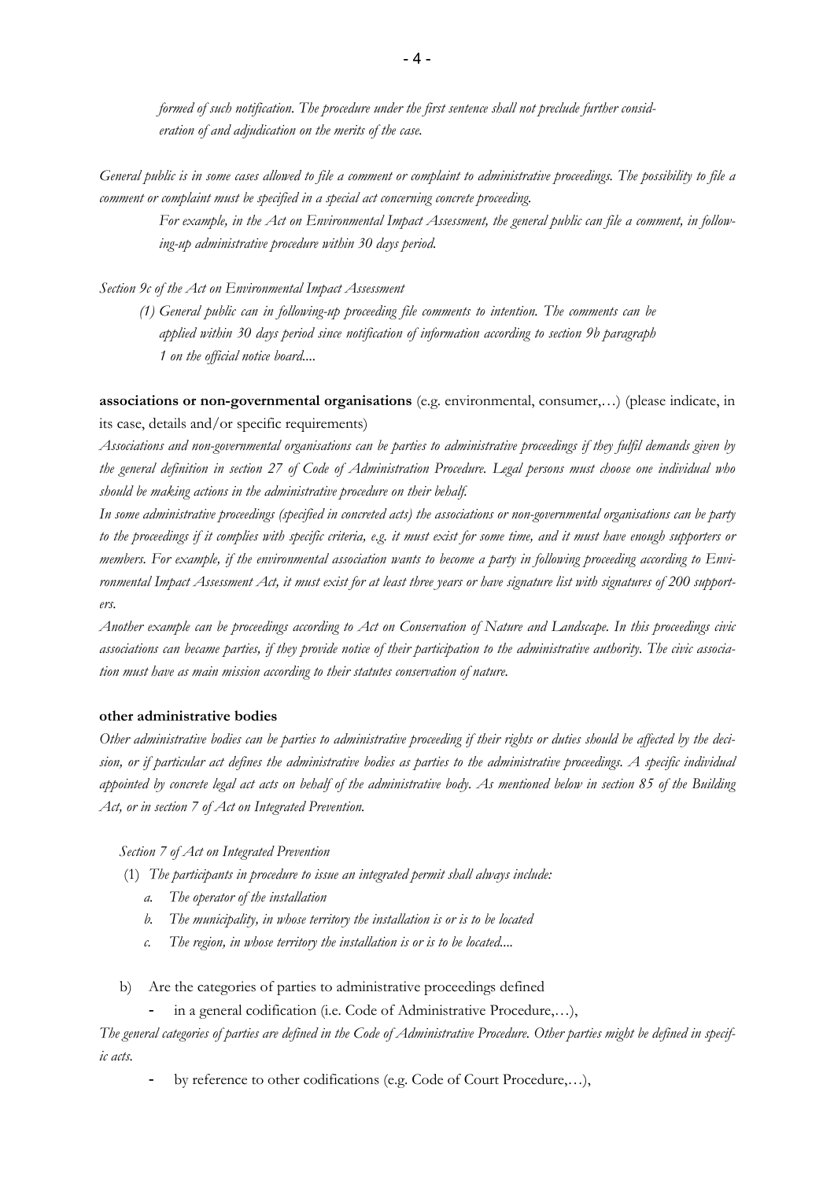*formed of such notification. The procedure under the first sentence shall not preclude further consideration of and adjudication on the merits of the case.*

*General public is in some cases allowed to file a comment or complaint to administrative proceedings. The possibility to file a comment or complaint must be specified in a special act concerning concrete proceeding.*

> *For example, in the Act on Environmental Impact Assessment, the general public can file a comment, in following-up administrative procedure within 30 days period.*

*Section 9c of the Act on Environmental Impact Assessment*

> *(1) General public can in following-up proceeding file comments to intention. The comments can be applied within 30 days period since notification of information according to section 9b paragraph 1 on the official notice board....*

**associations or non-governmental organisations** (e.g. environmental, consumer,…) (please indicate, in its case, details and/or specific requirements)

*Associations and non-governmental organisations can be parties to administrative proceedings if they fulfil demands given by the general definition in section 27 of Code of Administration Procedure. Legal persons must choose one individual who should be making actions in the administrative procedure on their behalf.*

*In some administrative proceedings (specified in concreted acts) the associations or non-governmental organisations can be party to the proceedings if it complies with specific criteria, e.g. it must exist for some time, and it must have enough supporters or members. For example, if the environmental association wants to become a party in following proceeding according to Environmental Impact Assessment Act, it must exist for at least three years or have signature list with signatures of 200 supporters.*

*Another example can be proceedings according to Act on Conservation of Nature and Landscape. In this proceedings civic associations can became parties, if they provide notice of their participation to the administrative authority. The civic association must have as main mission according to their statutes conservation of nature.*

**other administrative bodies**

*Other administrative bodies can be parties to administrative proceeding if their rights or duties should be affected by the decision, or if particular act defines the administrative bodies as parties to the administrative proceedings. A specific individual appointed by concrete legal act acts on behalf of the administrative body. As mentioned below in section 85 of the Building Act, or in section 7 of Act on Integrated Prevention.*

*Section 7 of Act on Integrated Prevention*

(1) *The participants in procedure to issue an integrated permit shall always include:*

   *a. The operator of the installation*

   *b. The municipality, in whose territory the installation is or is to be located*

   *c. The region, in whose territory the installation is or is to be located....*

b) Are the categories of parties to administrative proceedings defined

- in a general codification (i.e. Code of Administrative Procedure,…),

*The general categories of parties are defined in the Code of Administrative Procedure. Other parties might be defined in specific acts.*

- by reference to other codifications (e.g. Code of Court Procedure,…),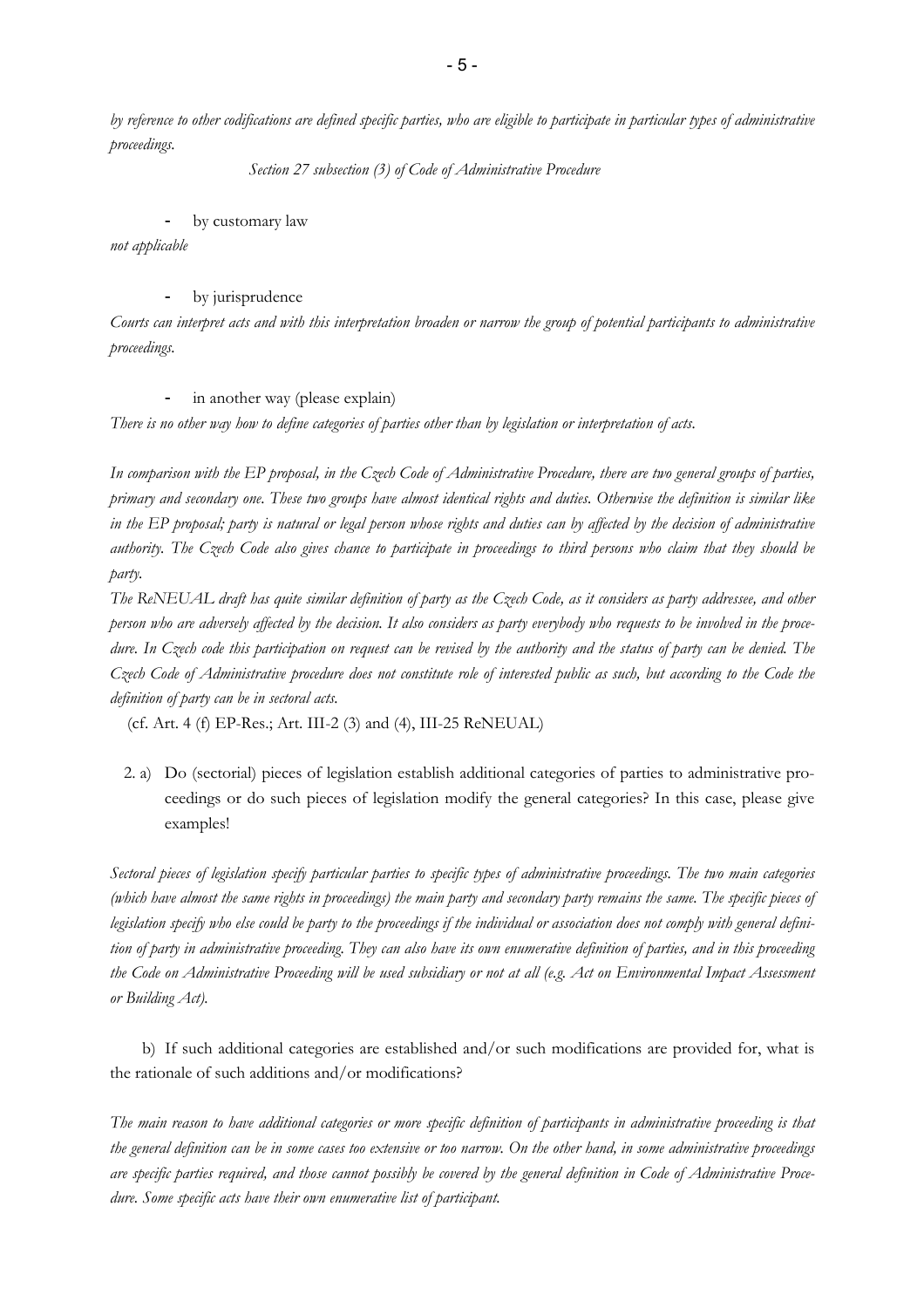*by reference to other codifications are defined specific parties, who are eligible to participate in particular types of administrative proceedings.*

*Section 27 subsection (3) of Code of Administrative Procedure*

- by customary law

*not applicable*

- by jurisprudence

*Courts can interpret acts and with this interpretation broaden or narrow the group of potential participants to administrative proceedings.*

- in another way (please explain)

*There is no other way how to define categories of parties other than by legislation or interpretation of acts.*

*In comparison with the EP proposal, in the Czech Code of Administrative Procedure, there are two general groups of parties, primary and secondary one. These two groups have almost identical rights and duties. Otherwise the definition is similar like in the EP proposal; party is natural or legal person whose rights and duties can by affected by the decision of administrative authority. The Czech Code also gives chance to participate in proceedings to third persons who claim that they should be party.*

*The ReNEUAL draft has quite similar definition of party as the Czech Code, as it considers as party addressee, and other person who are adversely affected by the decision. It also considers as party everybody who requests to be involved in the procedure. In Czech code this participation on request can be revised by the authority and the status of party can be denied. The Czech Code of Administrative procedure does not constitute role of interested public as such, but according to the Code the definition of party can be in sectoral acts.*

(cf. Art. 4 (f) EP-Res.; Art. III-2 (3) and (4), III-25 ReNEUAL)

2. a) Do (sectorial) pieces of legislation establish additional categories of parties to administrative proceedings or do such pieces of legislation modify the general categories? In this case, please give examples!

*Sectoral pieces of legislation specify particular parties to specific types of administrative proceedings. The two main categories (which have almost the same rights in proceedings) the main party and secondary party remains the same. The specific pieces of legislation specify who else could be party to the proceedings if the individual or association does not comply with general definition of party in administrative proceeding. They can also have its own enumerative definition of parties, and in this proceeding the Code on Administrative Proceeding will be used subsidiary or not at all (e.g. Act on Environmental Impact Assessment or Building Act).*

b) If such additional categories are established and/or such modifications are provided for, what is the rationale of such additions and/or modifications?

*The main reason to have additional categories or more specific definition of participants in administrative proceeding is that the general definition can be in some cases too extensive or too narrow. On the other hand, in some administrative proceedings are specific parties required, and those cannot possibly be covered by the general definition in Code of Administrative Procedure. Some specific acts have their own enumerative list of participant.*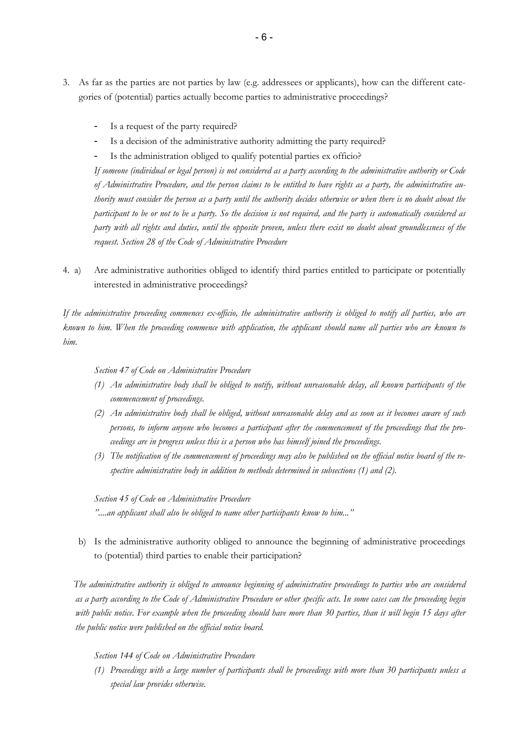3. As far as the parties are not parties by law (e.g. addressees or applicants), how can the different categories of (potential) parties actually become parties to administrative proceedings?

   - Is a request of the party required?
   - Is a decision of the administrative authority admitting the party required?
   - Is the administration obliged to qualify potential parties ex officio?

   *If someone (individual or legal person) is not considered as a party according to the administrative authority or Code of Administrative Procedure, and the person claims to be entitled to have rights as a party, the administrative authority must consider the person as a party until the authority decides otherwise or when there is no doubt about the participant to be or not to be a party. So the decision is not required, and the party is automatically considered as party with all rights and duties, until the opposite proven, unless there exist no doubt about groundlessness of the request. Section 28 of the Code of Administrative Procedure*

4. a) Are administrative authorities obliged to identify third parties entitled to participate or potentially interested in administrative proceedings?

*If the administrative proceeding commences ex-officio, the administrative authority is obliged to notify all parties, who are known to him. When the proceeding commence with application, the applicant should name all parties who are known to him.*

*Section 47 of Code on Administrative Procedure*

*(1) An administrative body shall be obliged to notify, without unreasonable delay, all known participants of the commencement of proceedings.*

*(2) An administrative body shall be obliged, without unreasonable delay and as soon as it becomes aware of such persons, to inform anyone who becomes a participant after the commencement of the proceedings that the proceedings are in progress unless this is a person who has himself joined the proceedings.*

*(3) The notification of the commencement of proceedings may also be published on the official notice board of the respective administrative body in addition to methods determined in subsections (1) and (2).*

*Section 45 of Code on Administrative Procedure*

*"....an applicant shall also be obliged to name other participants know to him..."*

b) Is the administrative authority obliged to announce the beginning of administrative proceedings to (potential) third parties to enable their participation?

*The administrative authority is obliged to announce beginning of administrative proceedings to parties who are considered as a party according to the Code of Administrative Procedure or other specific acts. In some cases can the proceeding begin with public notice. For example when the proceeding should have more than 30 parties, than it will begin 15 days after the public notice were published on the official notice board.*

*Section 144 of Code on Administrative Procedure*

*(1) Proceedings with a large number of participants shall be proceedings with more than 30 participants unless a special law provides otherwise.*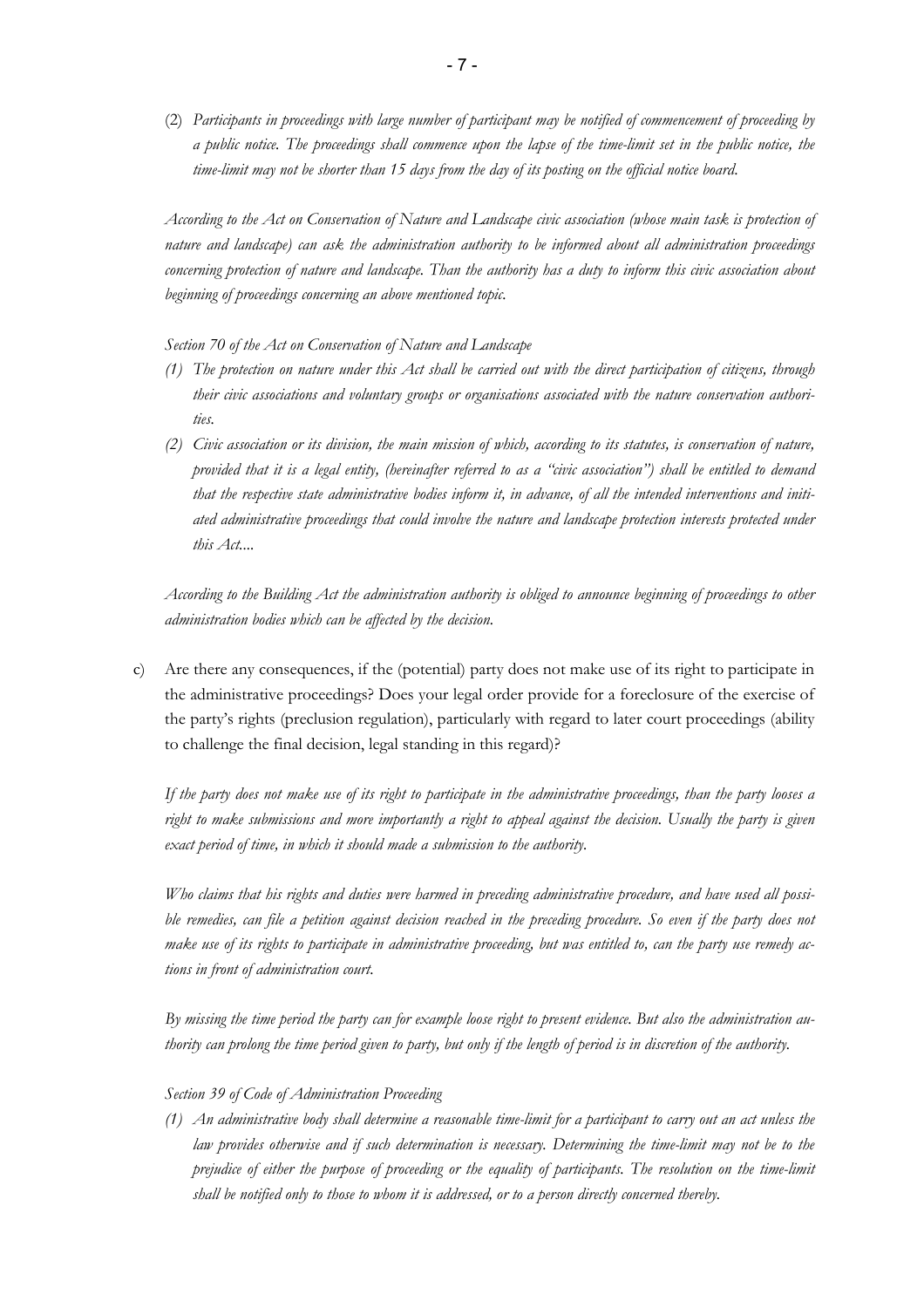(2) *Participants in proceedings with large number of participant may be notified of commencement of proceeding by a public notice. The proceedings shall commence upon the lapse of the time-limit set in the public notice, the time-limit may not be shorter than 15 days from the day of its posting on the official notice board.*

*According to the Act on Conservation of Nature and Landscape civic association (whose main task is protection of nature and landscape) can ask the administration authority to be informed about all administration proceedings concerning protection of nature and landscape. Than the authority has a duty to inform this civic association about beginning of proceedings concerning an above mentioned topic.*

*Section 70 of the Act on Conservation of Nature and Landscape*

*(1) The protection on nature under this Act shall be carried out with the direct participation of citizens, through their civic associations and voluntary groups or organisations associated with the nature conservation authorities.*

*(2) Civic association or its division, the main mission of which, according to its statutes, is conservation of nature, provided that it is a legal entity, (hereinafter referred to as a "civic association") shall be entitled to demand that the respective state administrative bodies inform it, in advance, of all the intended interventions and initiated administrative proceedings that could involve the nature and landscape protection interests protected under this Act....*

*According to the Building Act the administration authority is obliged to announce beginning of proceedings to other administration bodies which can be affected by the decision.*

c) Are there any consequences, if the (potential) party does not make use of its right to participate in the administrative proceedings? Does your legal order provide for a foreclosure of the exercise of the party's rights (preclusion regulation), particularly with regard to later court proceedings (ability to challenge the final decision, legal standing in this regard)?

*If the party does not make use of its right to participate in the administrative proceedings, than the party looses a right to make submissions and more importantly a right to appeal against the decision. Usually the party is given exact period of time, in which it should made a submission to the authority.*

*Who claims that his rights and duties were harmed in preceding administrative procedure, and have used all possible remedies, can file a petition against decision reached in the preceding procedure. So even if the party does not make use of its rights to participate in administrative proceeding, but was entitled to, can the party use remedy actions in front of administration court.*

*By missing the time period the party can for example loose right to present evidence. But also the administration authority can prolong the time period given to party, but only if the length of period is in discretion of the authority.*

*Section 39 of Code of Administration Proceeding*

*(1) An administrative body shall determine a reasonable time-limit for a participant to carry out an act unless the law provides otherwise and if such determination is necessary. Determining the time-limit may not be to the prejudice of either the purpose of proceeding or the equality of participants. The resolution on the time-limit shall be notified only to those to whom it is addressed, or to a person directly concerned thereby.*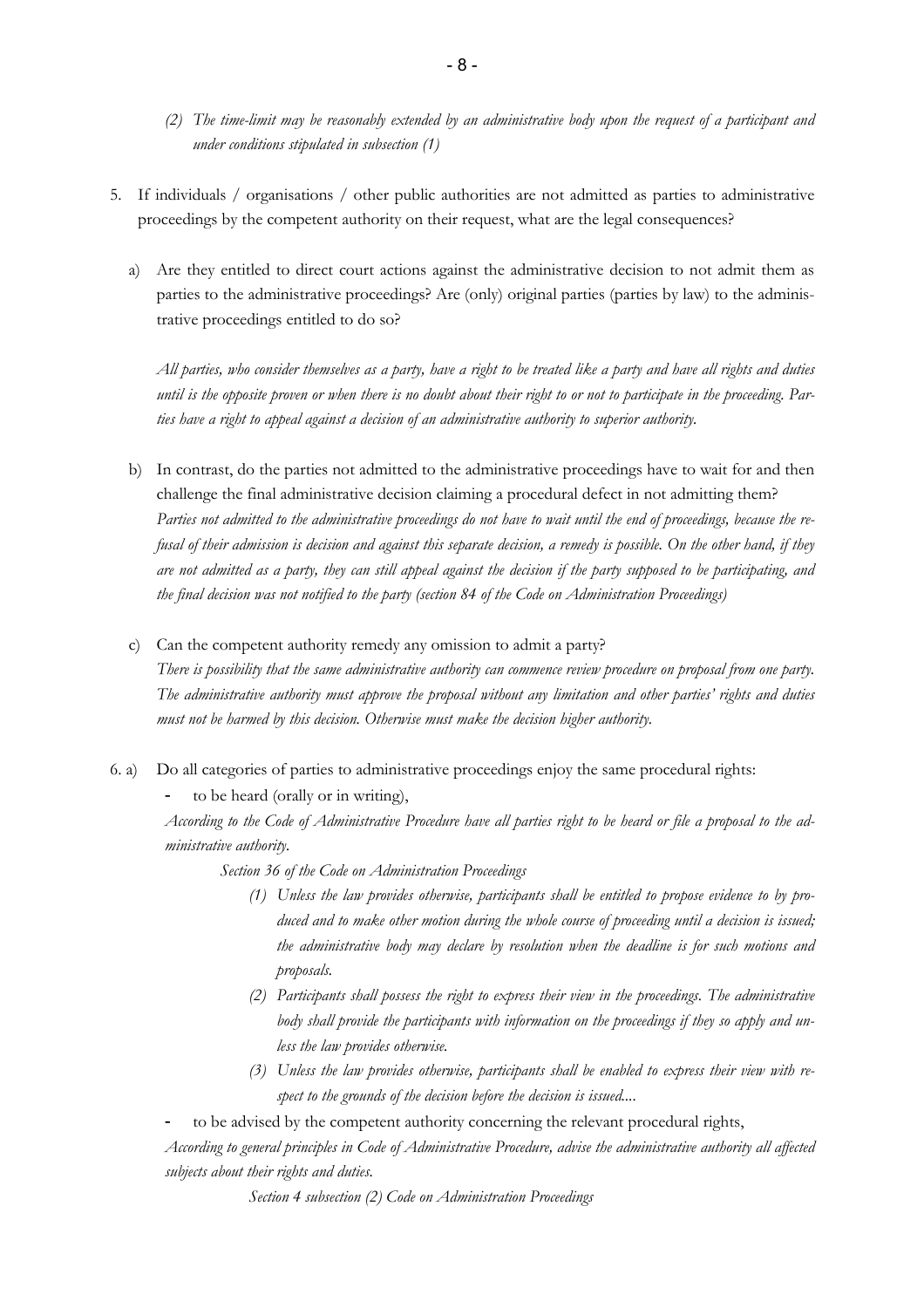*(2) The time-limit may be reasonably extended by an administrative body upon the request of a participant and under conditions stipulated in subsection (1)*

5. If individuals / organisations / other public authorities are not admitted as parties to administrative proceedings by the competent authority on their request, what are the legal consequences?

   a) Are they entitled to direct court actions against the administrative decision to not admit them as parties to the administrative proceedings? Are (only) original parties (parties by law) to the administrative proceedings entitled to do so?

   *All parties, who consider themselves as a party, have a right to be treated like a party and have all rights and duties until is the opposite proven or when there is no doubt about their right to or not to participate in the proceeding. Parties have a right to appeal against a decision of an administrative authority to superior authority.*

   b) In contrast, do the parties not admitted to the administrative proceedings have to wait for and then challenge the final administrative decision claiming a procedural defect in not admitting them?
   *Parties not admitted to the administrative proceedings do not have to wait until the end of proceedings, because the refusal of their admission is decision and against this separate decision, a remedy is possible. On the other hand, if they are not admitted as a party, they can still appeal against the decision if the party supposed to be participating, and the final decision was not notified to the party (section 84 of the Code on Administration Proceedings)*

   c) Can the competent authority remedy any omission to admit a party?
   *There is possibility that the same administrative authority can commence review procedure on proposal from one party. The administrative authority must approve the proposal without any limitation and other parties' rights and duties must not be harmed by this decision. Otherwise must make the decision higher authority.*

6. a) Do all categories of parties to administrative proceedings enjoy the same procedural rights:

   - to be heard (orally or in writing),

   *According to the Code of Administrative Procedure have all parties right to be heard or file a proposal to the administrative authority.*

   *Section 36 of the Code on Administration Proceedings*

   *(1) Unless the law provides otherwise, participants shall be entitled to propose evidence to by produced and to make other motion during the whole course of proceeding until a decision is issued; the administrative body may declare by resolution when the deadline is for such motions and proposals.*

   *(2) Participants shall possess the right to express their view in the proceedings. The administrative body shall provide the participants with information on the proceedings if they so apply and unless the law provides otherwise.*

   *(3) Unless the law provides otherwise, participants shall be enabled to express their view with respect to the grounds of the decision before the decision is issued....*

   - to be advised by the competent authority concerning the relevant procedural rights,

   *According to general principles in Code of Administrative Procedure, advise the administrative authority all affected subjects about their rights and duties.*

   *Section 4 subsection (2) Code on Administration Proceedings*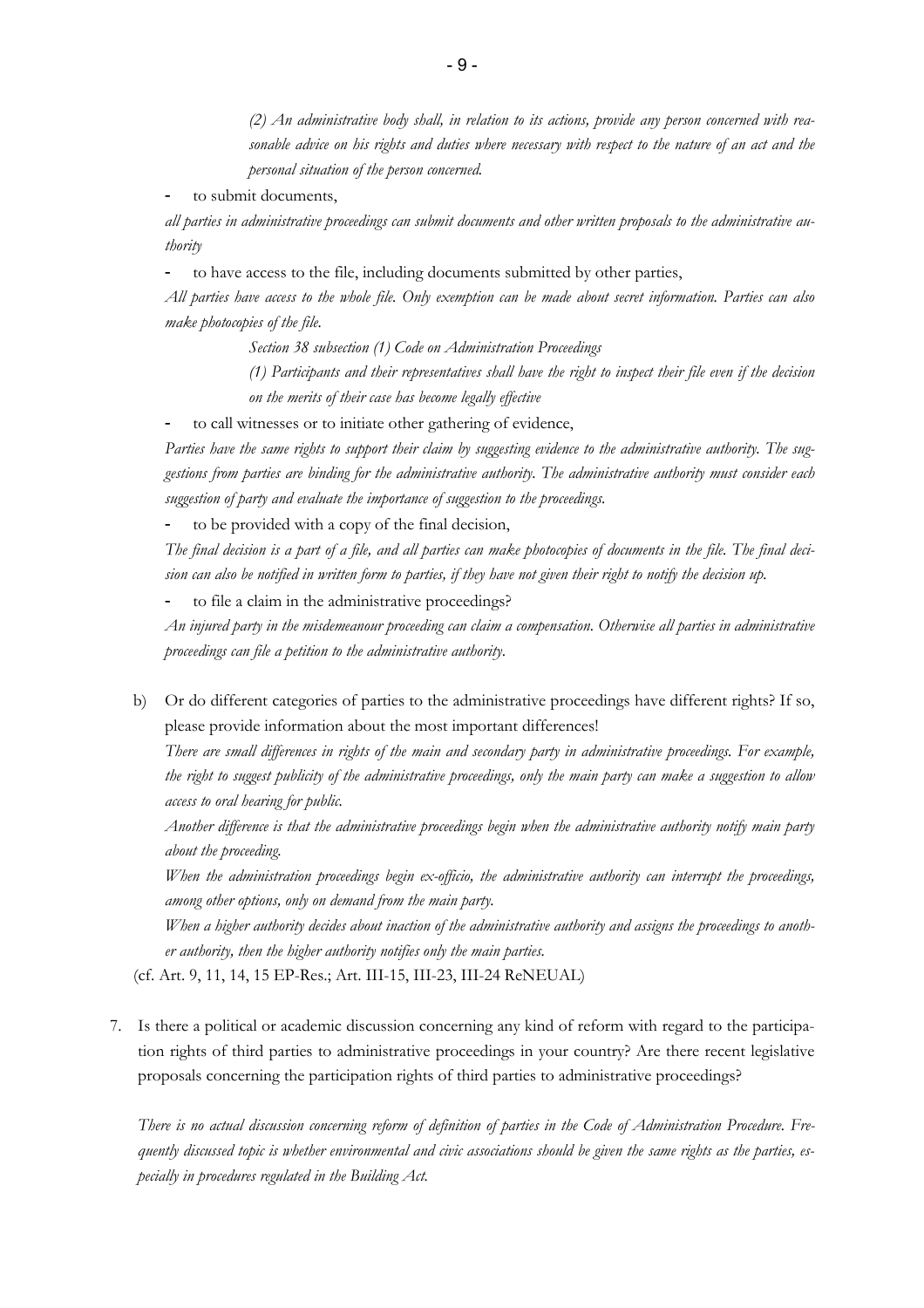*(2) An administrative body shall, in relation to its actions, provide any person concerned with reasonable advice on his rights and duties where necessary with respect to the nature of an act and the personal situation of the person concerned.*

- to submit documents,

*all parties in administrative proceedings can submit documents and other written proposals to the administrative authority*

- to have access to the file, including documents submitted by other parties,

*All parties have access to the whole file. Only exemption can be made about secret information. Parties can also make photocopies of the file.*

*Section 38 subsection (1) Code on Administration Proceedings*

*(1) Participants and their representatives shall have the right to inspect their file even if the decision on the merits of their case has become legally effective*

- to call witnesses or to initiate other gathering of evidence,

*Parties have the same rights to support their claim by suggesting evidence to the administrative authority. The suggestions from parties are binding for the administrative authority. The administrative authority must consider each suggestion of party and evaluate the importance of suggestion to the proceedings.*

- to be provided with a copy of the final decision,

*The final decision is a part of a file, and all parties can make photocopies of documents in the file. The final decision can also be notified in written form to parties, if they have not given their right to notify the decision up.*

- to file a claim in the administrative proceedings?

*An injured party in the misdemeanour proceeding can claim a compensation. Otherwise all parties in administrative proceedings can file a petition to the administrative authority.*

b) Or do different categories of parties to the administrative proceedings have different rights? If so, please provide information about the most important differences!

*There are small differences in rights of the main and secondary party in administrative proceedings. For example, the right to suggest publicity of the administrative proceedings, only the main party can make a suggestion to allow access to oral hearing for public.*

*Another difference is that the administrative proceedings begin when the administrative authority notify main party about the proceeding.*

*When the administration proceedings begin ex-officio, the administrative authority can interrupt the proceedings, among other options, only on demand from the main party.*

*When a higher authority decides about inaction of the administrative authority and assigns the proceedings to another authority, then the higher authority notifies only the main parties.*

(cf. Art. 9, 11, 14, 15 EP-Res.; Art. III-15, III-23, III-24 ReNEUAL)

7. Is there a political or academic discussion concerning any kind of reform with regard to the participation rights of third parties to administrative proceedings in your country? Are there recent legislative proposals concerning the participation rights of third parties to administrative proceedings?

*There is no actual discussion concerning reform of definition of parties in the Code of Administration Procedure. Frequently discussed topic is whether environmental and civic associations should be given the same rights as the parties, especially in procedures regulated in the Building Act.*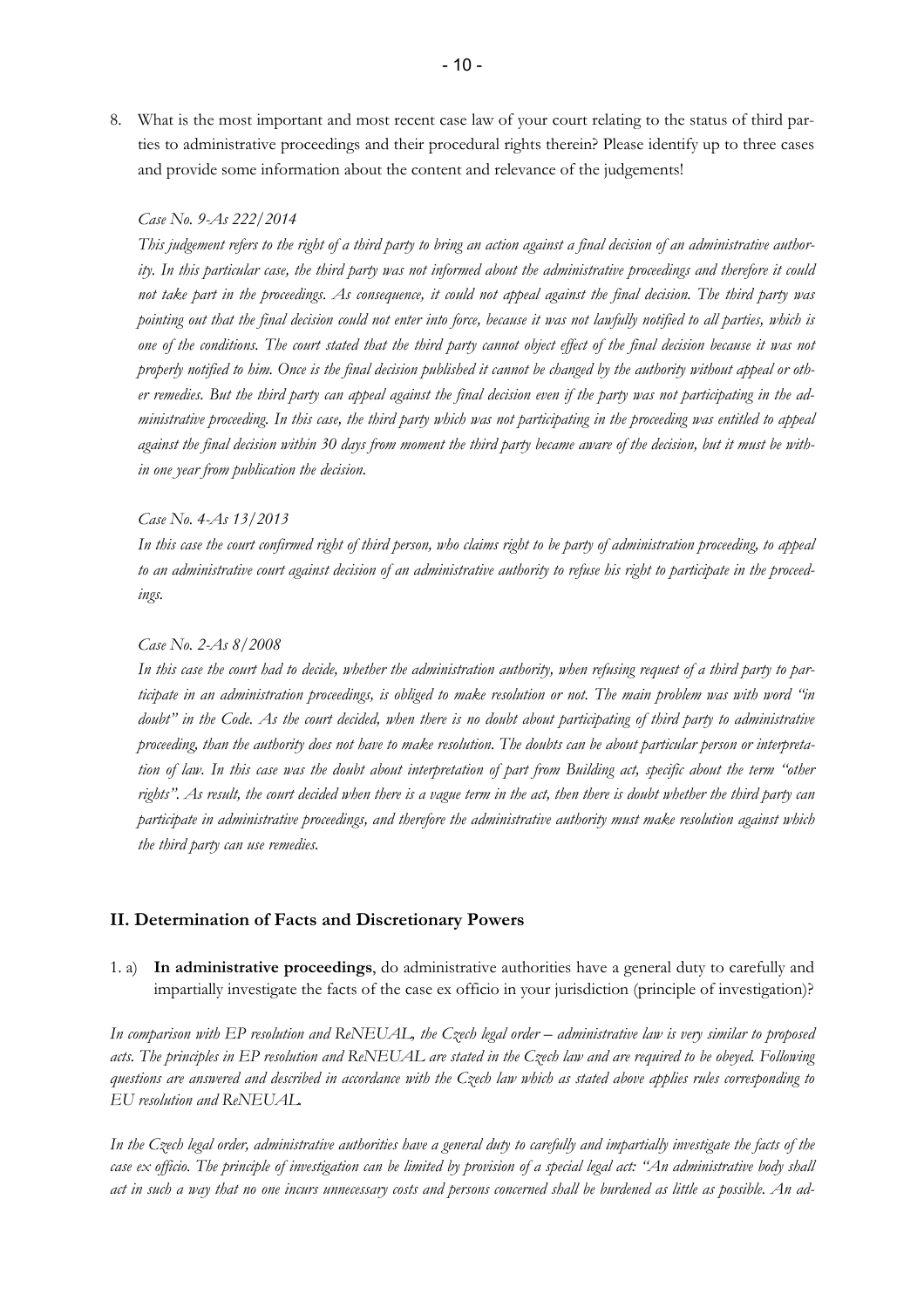8. What is the most important and most recent case law of your court relating to the status of third parties to administrative proceedings and their procedural rights therein? Please identify up to three cases and provide some information about the content and relevance of the judgements!

*Case No. 9-As 222/2014*

*This judgement refers to the right of a third party to bring an action against a final decision of an administrative authority. In this particular case, the third party was not informed about the administrative proceedings and therefore it could not take part in the proceedings. As consequence, it could not appeal against the final decision. The third party was pointing out that the final decision could not enter into force, because it was not lawfully notified to all parties, which is one of the conditions. The court stated that the third party cannot object effect of the final decision because it was not properly notified to him. Once is the final decision published it cannot be changed by the authority without appeal or other remedies. But the third party can appeal against the final decision even if the party was not participating in the administrative proceeding. In this case, the third party which was not participating in the proceeding was entitled to appeal against the final decision within 30 days from moment the third party became aware of the decision, but it must be within one year from publication the decision.*

*Case No. 4-As 13/2013*

*In this case the court confirmed right of third person, who claims right to be party of administration proceeding, to appeal to an administrative court against decision of an administrative authority to refuse his right to participate in the proceedings.*

*Case No. 2-As 8/2008*

*In this case the court had to decide, whether the administration authority, when refusing request of a third party to participate in an administration proceedings, is obliged to make resolution or not. The main problem was with word "in doubt" in the Code. As the court decided, when there is no doubt about participating of third party to administrative proceeding, than the authority does not have to make resolution. The doubts can be about particular person or interpretation of law. In this case was the doubt about interpretation of part from Building act, specific about the term "other rights". As result, the court decided when there is a vague term in the act, then there is doubt whether the third party can participate in administrative proceedings, and therefore the administrative authority must make resolution against which the third party can use remedies.*

## II. Determination of Facts and Discretionary Powers

1. a) **In administrative proceedings**, do administrative authorities have a general duty to carefully and impartially investigate the facts of the case ex officio in your jurisdiction (principle of investigation)?

*In comparison with EP resolution and ReNEUAL, the Czech legal order – administrative law is very similar to proposed acts. The principles in EP resolution and ReNEUAL are stated in the Czech law and are required to be obeyed. Following questions are answered and described in accordance with the Czech law which as stated above applies rules corresponding to EU resolution and ReNEUAL.*

*In the Czech legal order, administrative authorities have a general duty to carefully and impartially investigate the facts of the case ex officio. The principle of investigation can be limited by provision of a special legal act: "An administrative body shall act in such a way that no one incurs unnecessary costs and persons concerned shall be burdened as little as possible. An ad-*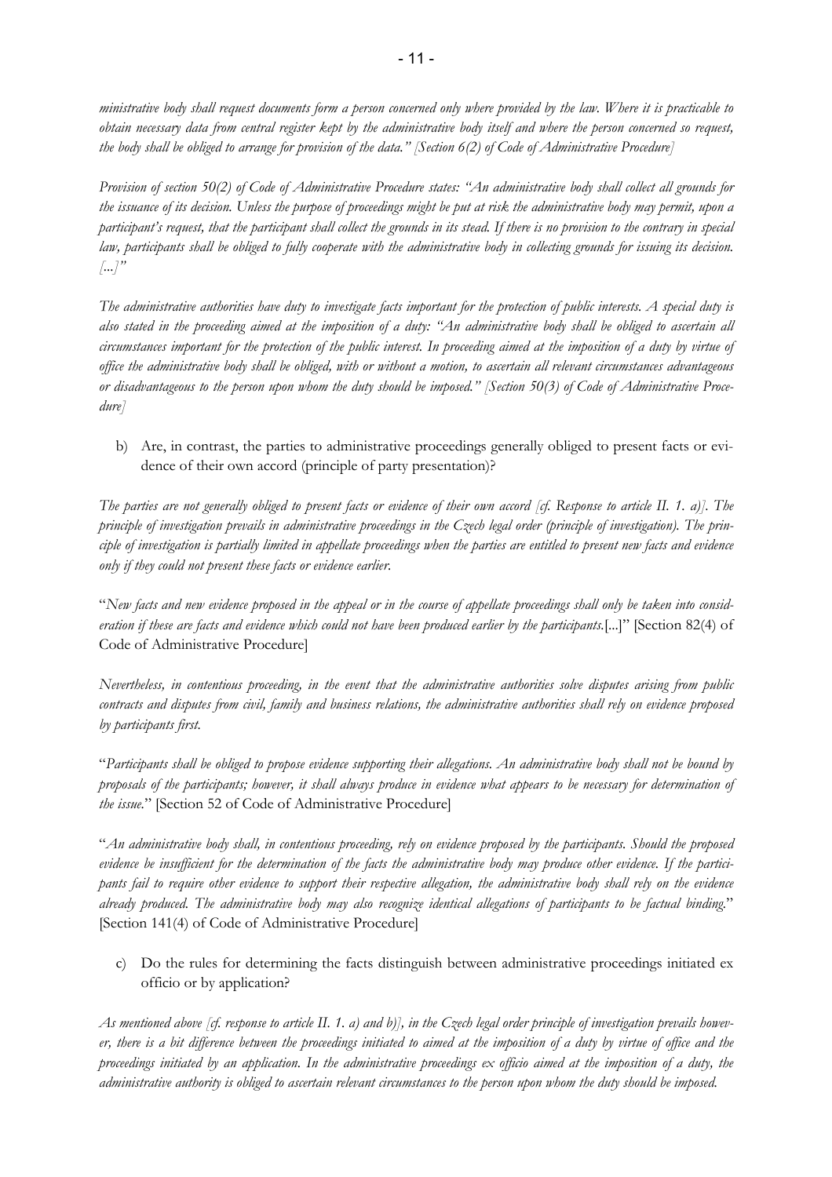*ministrative body shall request documents form a person concerned only where provided by the law. Where it is practicable to obtain necessary data from central register kept by the administrative body itself and where the person concerned so request, the body shall be obliged to arrange for provision of the data." [Section 6(2) of Code of Administrative Procedure]*

*Provision of section 50(2) of Code of Administrative Procedure states: "An administrative body shall collect all grounds for the issuance of its decision. Unless the purpose of proceedings might be put at risk the administrative body may permit, upon a participant's request, that the participant shall collect the grounds in its stead. If there is no provision to the contrary in special law, participants shall be obliged to fully cooperate with the administrative body in collecting grounds for issuing its decision. [...]"*

*The administrative authorities have duty to investigate facts important for the protection of public interests. A special duty is also stated in the proceeding aimed at the imposition of a duty: "An administrative body shall be obliged to ascertain all circumstances important for the protection of the public interest. In proceeding aimed at the imposition of a duty by virtue of office the administrative body shall be obliged, with or without a motion, to ascertain all relevant circumstances advantageous or disadvantageous to the person upon whom the duty should be imposed." [Section 50(3) of Code of Administrative Procedure]*

b) Are, in contrast, the parties to administrative proceedings generally obliged to present facts or evidence of their own accord (principle of party presentation)?

*The parties are not generally obliged to present facts or evidence of their own accord [cf. Response to article II. 1. a)]. The principle of investigation prevails in administrative proceedings in the Czech legal order (principle of investigation). The principle of investigation is partially limited in appellate proceedings when the parties are entitled to present new facts and evidence only if they could not present these facts or evidence earlier.*

"*New facts and new evidence proposed in the appeal or in the course of appellate proceedings shall only be taken into consideration if these are facts and evidence which could not have been produced earlier by the participants.*[...]" [Section 82(4) of Code of Administrative Procedure]

*Nevertheless, in contentious proceeding, in the event that the administrative authorities solve disputes arising from public contracts and disputes from civil, family and business relations, the administrative authorities shall rely on evidence proposed by participants first.*

"*Participants shall be obliged to propose evidence supporting their allegations. An administrative body shall not be bound by proposals of the participants; however, it shall always produce in evidence what appears to be necessary for determination of the issue.*" [Section 52 of Code of Administrative Procedure]

"*An administrative body shall, in contentious proceeding, rely on evidence proposed by the participants. Should the proposed evidence be insufficient for the determination of the facts the administrative body may produce other evidence. If the participants fail to require other evidence to support their respective allegation, the administrative body shall rely on the evidence already produced. The administrative body may also recognize identical allegations of participants to be factual binding.*" [Section 141(4) of Code of Administrative Procedure]

c) Do the rules for determining the facts distinguish between administrative proceedings initiated ex officio or by application?

*As mentioned above [cf. response to article II. 1. a) and b)], in the Czech legal order principle of investigation prevails however, there is a bit difference between the proceedings initiated to aimed at the imposition of a duty by virtue of office and the proceedings initiated by an application. In the administrative proceedings ex officio aimed at the imposition of a duty, the administrative authority is obliged to ascertain relevant circumstances to the person upon whom the duty should be imposed.*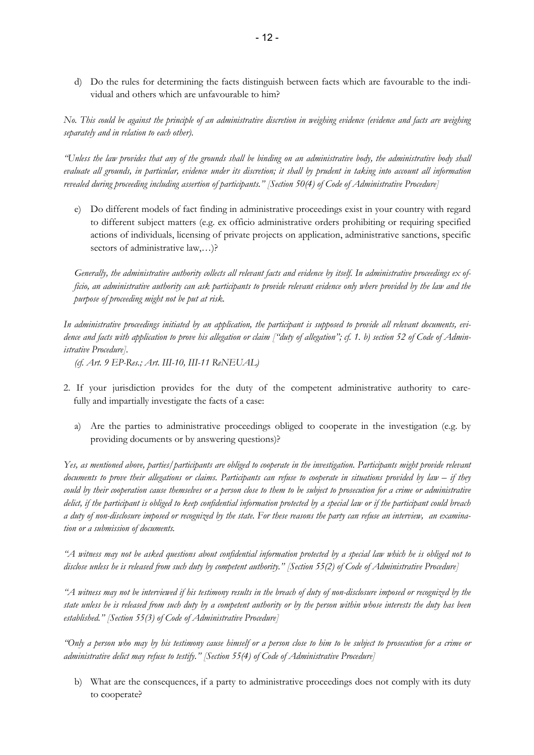d) Do the rules for determining the facts distinguish between facts which are favourable to the individual and others which are unfavourable to him?

*No. This could be against the principle of an administrative discretion in weighing evidence (evidence and facts are weighing separately and in relation to each other).*

*"Unless the law provides that any of the grounds shall be binding on an administrative body, the administrative body shall evaluate all grounds, in particular, evidence under its discretion; it shall by prudent in taking into account all information revealed during proceeding including assertion of participants." [Section 50(4) of Code of Administrative Procedure]*

e) Do different models of fact finding in administrative proceedings exist in your country with regard to different subject matters (e.g. ex officio administrative orders prohibiting or requiring specified actions of individuals, licensing of private projects on application, administrative sanctions, specific sectors of administrative law,…)?

*Generally, the administrative authority collects all relevant facts and evidence by itself. In administrative proceedings ex officio, an administrative authority can ask participants to provide relevant evidence only where provided by the law and the purpose of proceeding might not be put at risk.*

*In administrative proceedings initiated by an application, the participant is supposed to provide all relevant documents, evidence and facts with application to prove his allegation or claim ["duty of allegation"; cf. 1. b) section 52 of Code of Administrative Procedure].*

*(cf. Art. 9 EP-Res.; Art. III-10, III-11 ReNEUAL)*

2. If your jurisdiction provides for the duty of the competent administrative authority to carefully and impartially investigate the facts of a case:

a) Are the parties to administrative proceedings obliged to cooperate in the investigation (e.g. by providing documents or by answering questions)?

*Yes, as mentioned above, parties/participants are obliged to cooperate in the investigation. Participants might provide relevant documents to prove their allegations or claims. Participants can refuse to cooperate in situations provided by law – if they could by their cooperation cause themselves or a person close to them to be subject to prosecution for a crime or administrative delict, if the participant is obliged to keep confidential information protected by a special law or if the participant could breach a duty of non-disclosure imposed or recognized by the state. For these reasons the party can refuse an interview, an examination or a submission of documents.*

*"A witness may not be asked questions about confidential information protected by a special law which he is obliged not to disclose unless he is released from such duty by competent authority." [Section 55(2) of Code of Administrative Procedure]*

*"A witness may not be interviewed if his testimony results in the breach of duty of non-disclosure imposed or recognized by the state unless he is released from such duty by a competent authority or by the person within whose interests the duty has been established." [Section 55(3) of Code of Administrative Procedure]*

*"Only a person who may by his testimony cause himself or a person close to him to be subject to prosecution for a crime or administrative delict may refuse to testify." [Section 55(4) of Code of Administrative Procedure]*

b) What are the consequences, if a party to administrative proceedings does not comply with its duty to cooperate?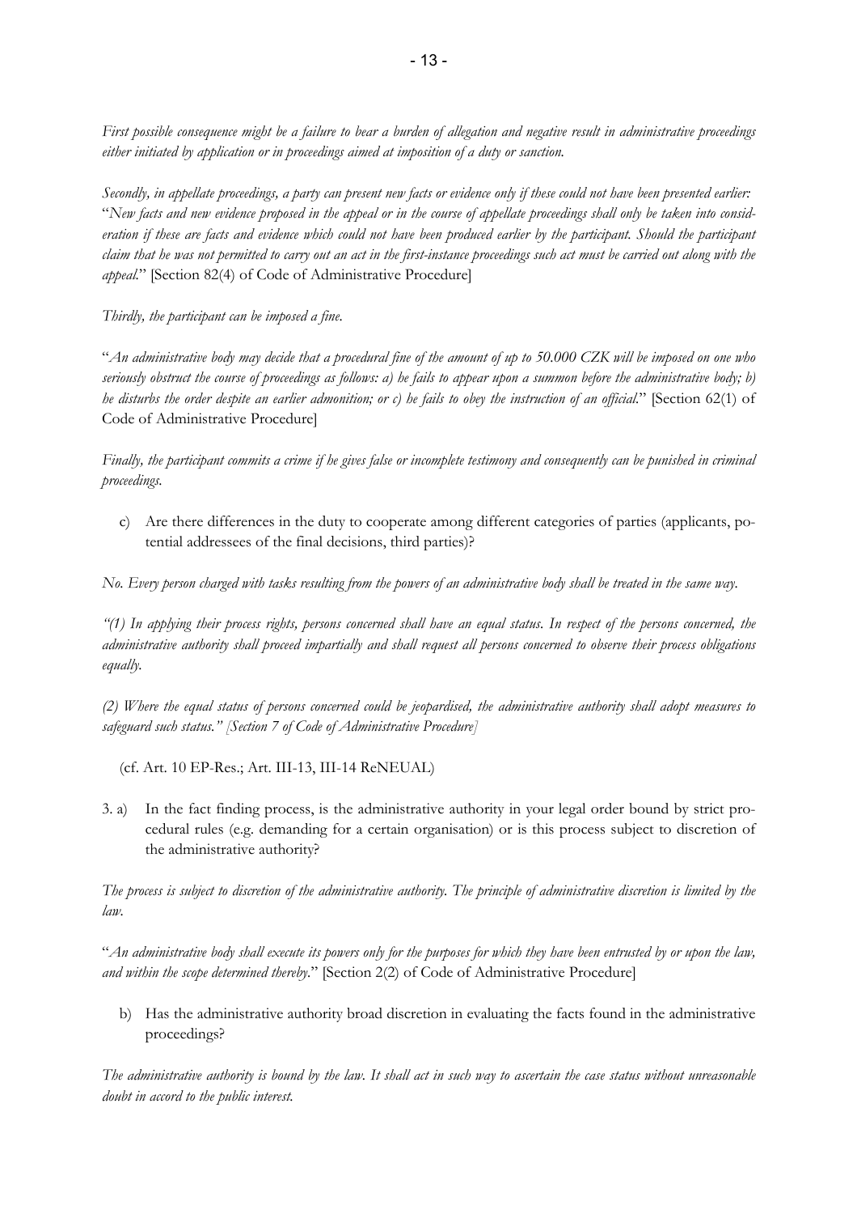*First possible consequence might be a failure to bear a burden of allegation and negative result in administrative proceedings either initiated by application or in proceedings aimed at imposition of a duty or sanction.*

*Secondly, in appellate proceedings, a party can present new facts or evidence only if these could not have been presented earlier:* "*New facts and new evidence proposed in the appeal or in the course of appellate proceedings shall only be taken into consideration if these are facts and evidence which could not have been produced earlier by the participant. Should the participant claim that he was not permitted to carry out an act in the first-instance proceedings such act must be carried out along with the appeal.*" [Section 82(4) of Code of Administrative Procedure]

*Thirdly, the participant can be imposed a fine.*

"*An administrative body may decide that a procedural fine of the amount of up to 50.000 CZK will be imposed on one who seriously obstruct the course of proceedings as follows: a) he fails to appear upon a summon before the administrative body; b) he disturbs the order despite an earlier admonition; or c) he fails to obey the instruction of an official.*" [Section 62(1) of Code of Administrative Procedure]

*Finally, the participant commits a crime if he gives false or incomplete testimony and consequently can be punished in criminal proceedings.*

c) Are there differences in the duty to cooperate among different categories of parties (applicants, potential addressees of the final decisions, third parties)?

*No. Every person charged with tasks resulting from the powers of an administrative body shall be treated in the same way.*

*"(1) In applying their process rights, persons concerned shall have an equal status. In respect of the persons concerned, the administrative authority shall proceed impartially and shall request all persons concerned to observe their process obligations equally.*

*(2) Where the equal status of persons concerned could be jeopardised, the administrative authority shall adopt measures to safeguard such status." [Section 7 of Code of Administrative Procedure]*

(cf. Art. 10 EP-Res.; Art. III-13, III-14 ReNEUAL)

3. a) In the fact finding process, is the administrative authority in your legal order bound by strict procedural rules (e.g. demanding for a certain organisation) or is this process subject to discretion of the administrative authority?

*The process is subject to discretion of the administrative authority. The principle of administrative discretion is limited by the law.*

"*An administrative body shall execute its powers only for the purposes for which they have been entrusted by or upon the law, and within the scope determined thereby.*" [Section 2(2) of Code of Administrative Procedure]

b) Has the administrative authority broad discretion in evaluating the facts found in the administrative proceedings?

*The administrative authority is bound by the law. It shall act in such way to ascertain the case status without unreasonable doubt in accord to the public interest.*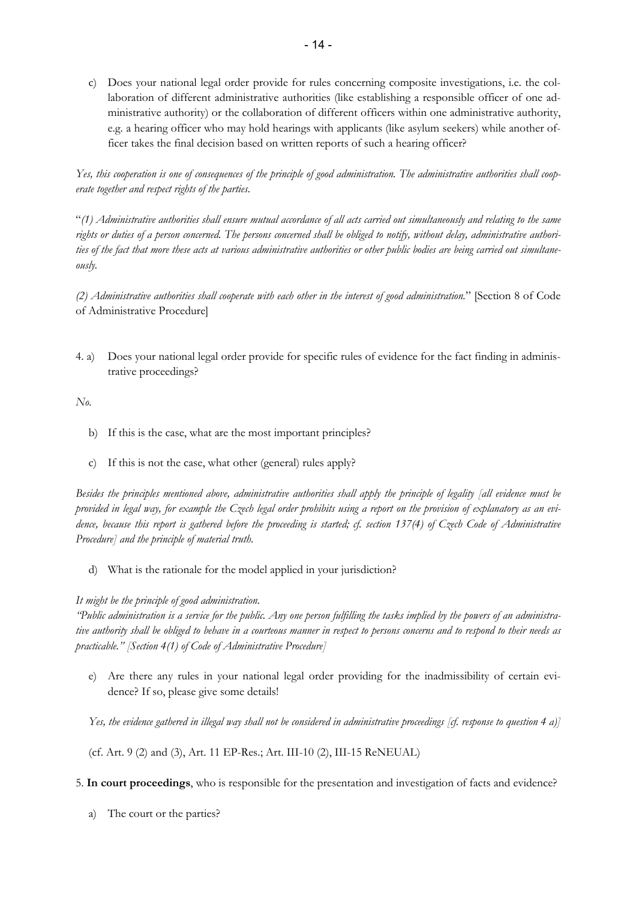c) Does your national legal order provide for rules concerning composite investigations, i.e. the collaboration of different administrative authorities (like establishing a responsible officer of one administrative authority) or the collaboration of different officers within one administrative authority, e.g. a hearing officer who may hold hearings with applicants (like asylum seekers) while another officer takes the final decision based on written reports of such a hearing officer?

*Yes, this cooperation is one of consequences of the principle of good administration. The administrative authorities shall cooperate together and respect rights of the parties.*

"*(1) Administrative authorities shall ensure mutual accordance of all acts carried out simultaneously and relating to the same rights or duties of a person concerned. The persons concerned shall be obliged to notify, without delay, administrative authorities of the fact that more these acts at various administrative authorities or other public bodies are being carried out simultaneously.*

*(2) Administrative authorities shall cooperate with each other in the interest of good administration.*" [Section 8 of Code of Administrative Procedure]

4. a) Does your national legal order provide for specific rules of evidence for the fact finding in administrative proceedings?

*No.*

b) If this is the case, what are the most important principles?

c) If this is not the case, what other (general) rules apply?

*Besides the principles mentioned above, administrative authorities shall apply the principle of legality [all evidence must be provided in legal way, for example the Czech legal order prohibits using a report on the provision of explanatory as an evidence, because this report is gathered before the proceeding is started; cf. section 137(4) of Czech Code of Administrative Procedure] and the principle of material truth.*

d) What is the rationale for the model applied in your jurisdiction?

*It might be the principle of good administration.*
*"Public administration is a service for the public. Any one person fulfilling the tasks implied by the powers of an administrative authority shall be obliged to behave in a courteous manner in respect to persons concerns and to respond to their needs as practicable." [Section 4(1) of Code of Administrative Procedure]*

e) Are there any rules in your national legal order providing for the inadmissibility of certain evidence? If so, please give some details!

*Yes, the evidence gathered in illegal way shall not be considered in administrative proceedings [cf. response to question 4 a)]*

(cf. Art. 9 (2) and (3), Art. 11 EP-Res.; Art. III-10 (2), III-15 ReNEUAL)

5. **In court proceedings**, who is responsible for the presentation and investigation of facts and evidence?

a) The court or the parties?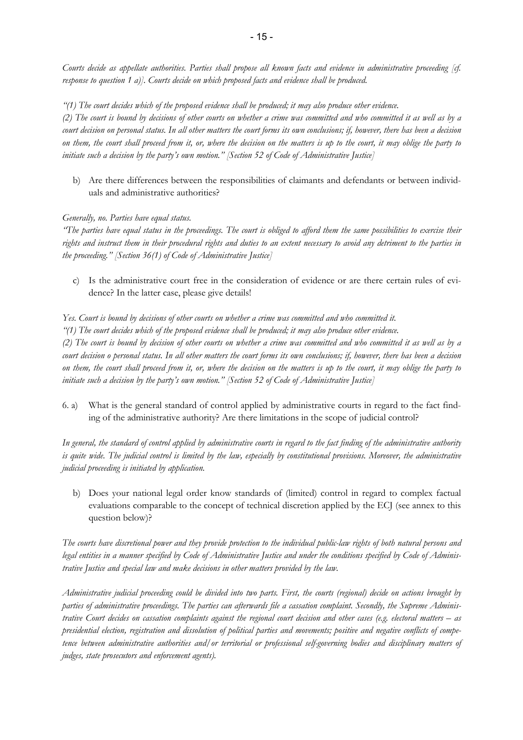*Courts decide as appellate authorities. Parties shall propose all known facts and evidence in administrative proceeding [cf. response to question 1 a)]. Courts decide on which proposed facts and evidence shall be produced.*

*"(1) The court decides which of the proposed evidence shall be produced; it may also produce other evidence.*
*(2) The court is bound by decisions of other courts on whether a crime was committed and who committed it as well as by a court decision on personal status. In all other matters the court forms its own conclusions; if, however, there has been a decision on them, the court shall proceed from it, or, where the decision on the matters is up to the court, it may oblige the party to initiate such a decision by the party's own motion." [Section 52 of Code of Administrative Justice]*

b) Are there differences between the responsibilities of claimants and defendants or between individuals and administrative authorities?

*Generally, no. Parties have equal status.*
*"The parties have equal status in the proceedings. The court is obliged to afford them the same possibilities to exercise their rights and instruct them in their procedural rights and duties to an extent necessary to avoid any detriment to the parties in the proceeding." [Section 36(1) of Code of Administrative Justice]*

c) Is the administrative court free in the consideration of evidence or are there certain rules of evidence? In the latter case, please give details!

*Yes. Court is bound by decisions of other courts on whether a crime was committed and who committed it.*
*"(1) The court decides which of the proposed evidence shall be produced; it may also produce other evidence.*
*(2) The court is bound by decision of other courts on whether a crime was committed and who committed it as well as by a court decision o personal status. In all other matters the court forms its own conclusions; if, however, there has been a decision on them, the court shall proceed from it, or, where the decision on the matters is up to the court, it may oblige the party to initiate such a decision by the party's own motion." [Section 52 of Code of Administrative Justice]*

6. a) What is the general standard of control applied by administrative courts in regard to the fact finding of the administrative authority? Are there limitations in the scope of judicial control?

*In general, the standard of control applied by administrative courts in regard to the fact finding of the administrative authority is quite wide. The judicial control is limited by the law, especially by constitutional provisions. Moreover, the administrative judicial proceeding is initiated by application.*

b) Does your national legal order know standards of (limited) control in regard to complex factual evaluations comparable to the concept of technical discretion applied by the ECJ (see annex to this question below)?

*The courts have discretional power and they provide protection to the individual public-law rights of both natural persons and legal entities in a manner specified by Code of Administrative Justice and under the conditions specified by Code of Administrative Justice and special law and make decisions in other matters provided by the law.*

*Administrative judicial proceeding could be divided into two parts. First, the courts (regional) decide on actions brought by parties of administrative proceedings. The parties can afterwards file a cassation complaint. Secondly, the Supreme Administrative Court decides on cassation complaints against the regional court decision and other cases (e.g. electoral matters – as presidential election, registration and dissolution of political parties and movements; positive and negative conflicts of competence between administrative authorities and/or territorial or professional self-governing bodies and disciplinary matters of judges, state prosecutors and enforcement agents).*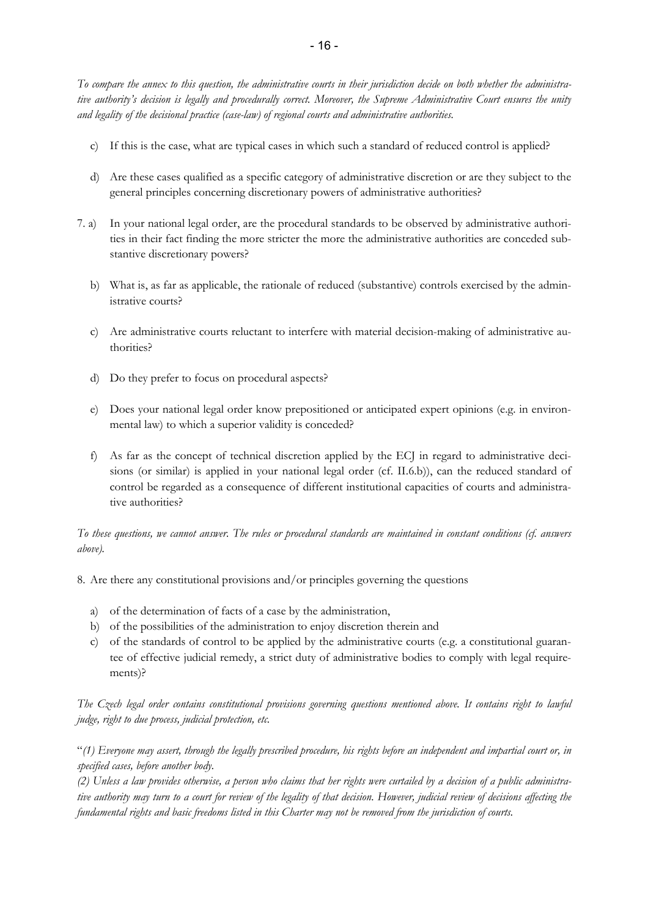*To compare the annex to this question, the administrative courts in their jurisdiction decide on both whether the administrative authority's decision is legally and procedurally correct. Moreover, the Supreme Administrative Court ensures the unity and legality of the decisional practice (case-law) of regional courts and administrative authorities.*

c) If this is the case, what are typical cases in which such a standard of reduced control is applied?

d) Are these cases qualified as a specific category of administrative discretion or are they subject to the general principles concerning discretionary powers of administrative authorities?

7. a) In your national legal order, are the procedural standards to be observed by administrative authorities in their fact finding the more stricter the more the administrative authorities are conceded substantive discretionary powers?

   b) What is, as far as applicable, the rationale of reduced (substantive) controls exercised by the administrative courts?

   c) Are administrative courts reluctant to interfere with material decision-making of administrative authorities?

   d) Do they prefer to focus on procedural aspects?

   e) Does your national legal order know prepositioned or anticipated expert opinions (e.g. in environmental law) to which a superior validity is conceded?

   f) As far as the concept of technical discretion applied by the ECJ in regard to administrative decisions (or similar) is applied in your national legal order (cf. II.6.b)), can the reduced standard of control be regarded as a consequence of different institutional capacities of courts and administrative authorities?

*To these questions, we cannot answer. The rules or procedural standards are maintained in constant conditions (cf. answers above).*

8. Are there any constitutional provisions and/or principles governing the questions

   a) of the determination of facts of a case by the administration,
   b) of the possibilities of the administration to enjoy discretion therein and
   c) of the standards of control to be applied by the administrative courts (e.g. a constitutional guarantee of effective judicial remedy, a strict duty of administrative bodies to comply with legal requirements)?

*The Czech legal order contains constitutional provisions governing questions mentioned above. It contains right to lawful judge, right to due process, judicial protection, etc.*

"*(1) Everyone may assert, through the legally prescribed procedure, his rights before an independent and impartial court or, in specified cases, before another body.*

*(2) Unless a law provides otherwise, a person who claims that her rights were curtailed by a decision of a public administrative authority may turn to a court for review of the legality of that decision. However, judicial review of decisions affecting the fundamental rights and basic freedoms listed in this Charter may not be removed from the jurisdiction of courts.*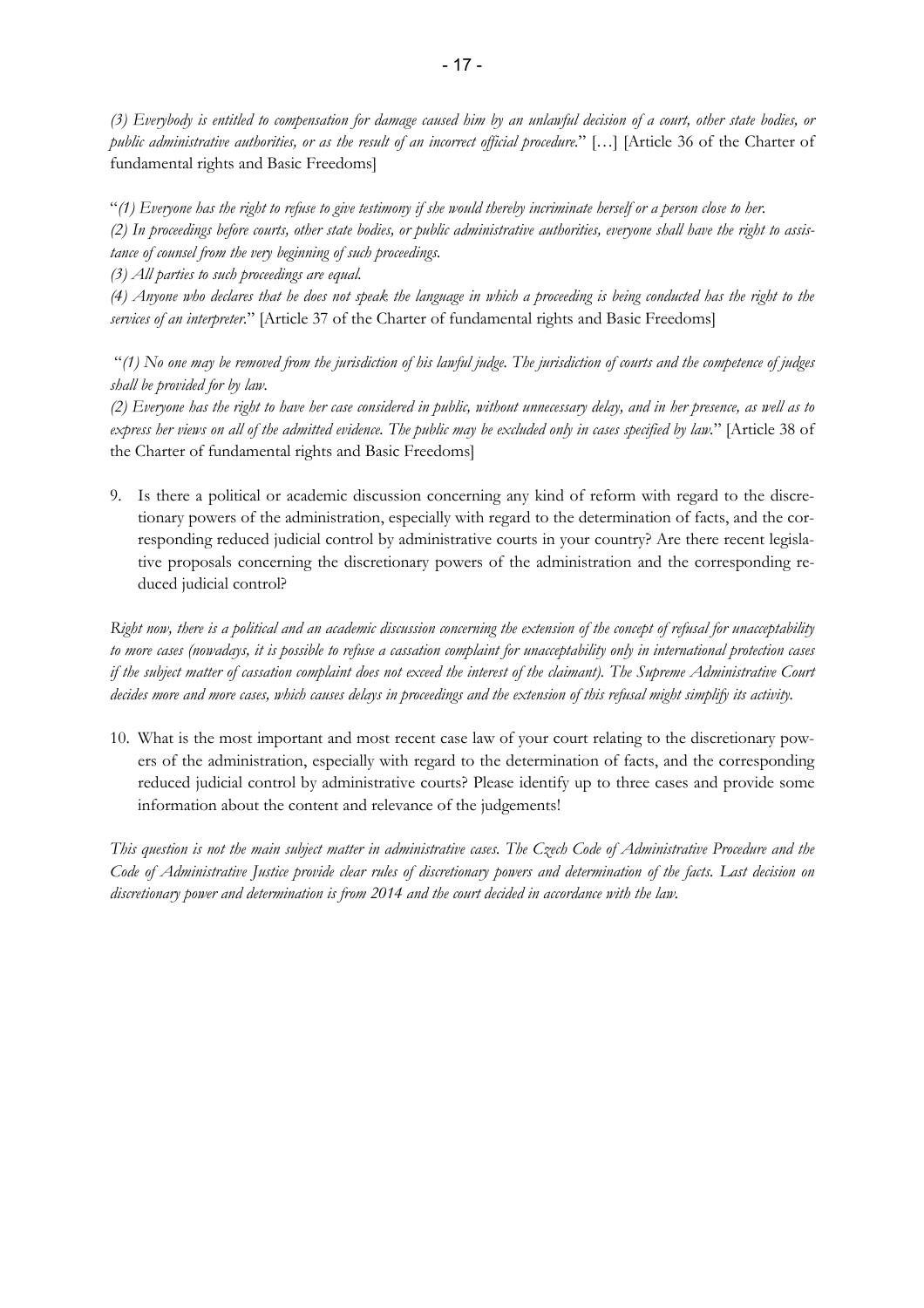*(3) Everybody is entitled to compensation for damage caused him by an unlawful decision of a court, other state bodies, or public administrative authorities, or as the result of an incorrect official procedure.*" […] [Article 36 of the Charter of fundamental rights and Basic Freedoms]

"*(1) Everyone has the right to refuse to give testimony if she would thereby incriminate herself or a person close to her.*
*(2) In proceedings before courts, other state bodies, or public administrative authorities, everyone shall have the right to assistance of counsel from the very beginning of such proceedings.*
*(3) All parties to such proceedings are equal.*
*(4) Anyone who declares that he does not speak the language in which a proceeding is being conducted has the right to the services of an interpreter.*" [Article 37 of the Charter of fundamental rights and Basic Freedoms]

"*(1) No one may be removed from the jurisdiction of his lawful judge. The jurisdiction of courts and the competence of judges shall be provided for by law.*
*(2) Everyone has the right to have her case considered in public, without unnecessary delay, and in her presence, as well as to express her views on all of the admitted evidence. The public may be excluded only in cases specified by law.*" [Article 38 of the Charter of fundamental rights and Basic Freedoms]

9. Is there a political or academic discussion concerning any kind of reform with regard to the discretionary powers of the administration, especially with regard to the determination of facts, and the corresponding reduced judicial control by administrative courts in your country? Are there recent legislative proposals concerning the discretionary powers of the administration and the corresponding reduced judicial control?

*Right now, there is a political and an academic discussion concerning the extension of the concept of refusal for unacceptability to more cases (nowadays, it is possible to refuse a cassation complaint for unacceptability only in international protection cases if the subject matter of cassation complaint does not exceed the interest of the claimant). The Supreme Administrative Court decides more and more cases, which causes delays in proceedings and the extension of this refusal might simplify its activity.*

10. What is the most important and most recent case law of your court relating to the discretionary powers of the administration, especially with regard to the determination of facts, and the corresponding reduced judicial control by administrative courts? Please identify up to three cases and provide some information about the content and relevance of the judgements!

*This question is not the main subject matter in administrative cases. The Czech Code of Administrative Procedure and the Code of Administrative Justice provide clear rules of discretionary powers and determination of the facts. Last decision on discretionary power and determination is from 2014 and the court decided in accordance with the law.*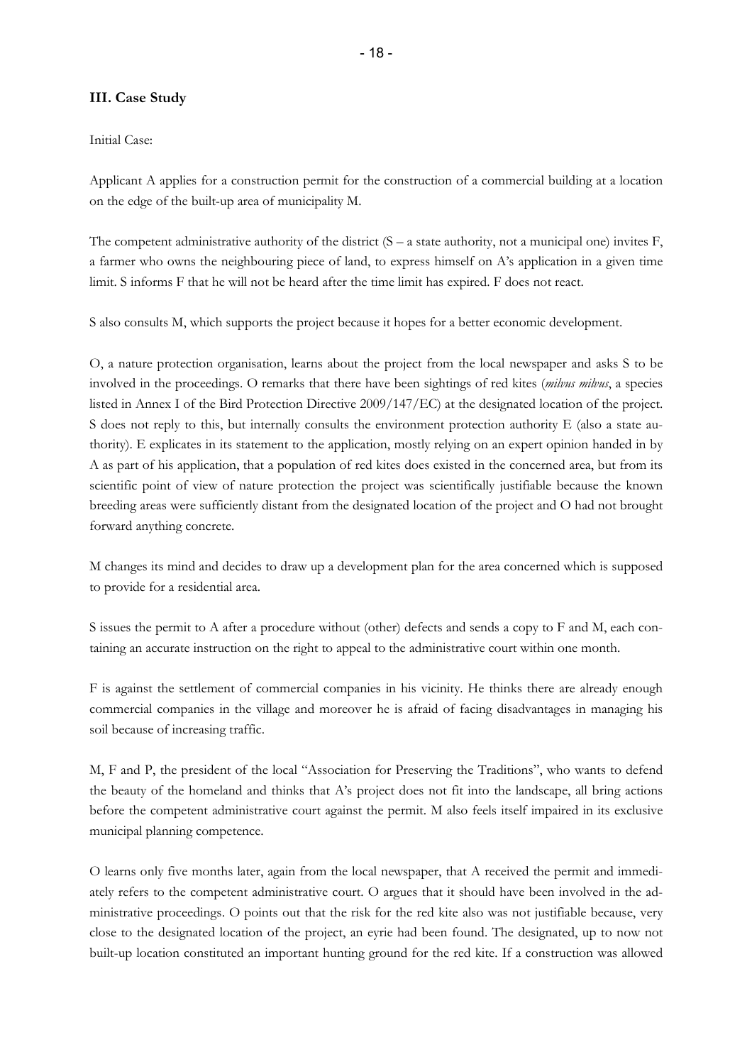### III. Case Study

Initial Case:

Applicant A applies for a construction permit for the construction of a commercial building at a location on the edge of the built-up area of municipality M.

The competent administrative authority of the district (S – a state authority, not a municipal one) invites F, a farmer who owns the neighbouring piece of land, to express himself on A's application in a given time limit. S informs F that he will not be heard after the time limit has expired. F does not react.

S also consults M, which supports the project because it hopes for a better economic development.

O, a nature protection organisation, learns about the project from the local newspaper and asks S to be involved in the proceedings. O remarks that there have been sightings of red kites (*milvus milvus*, a species listed in Annex I of the Bird Protection Directive 2009/147/EC) at the designated location of the project. S does not reply to this, but internally consults the environment protection authority E (also a state authority). E explicates in its statement to the application, mostly relying on an expert opinion handed in by A as part of his application, that a population of red kites does existed in the concerned area, but from its scientific point of view of nature protection the project was scientifically justifiable because the known breeding areas were sufficiently distant from the designated location of the project and O had not brought forward anything concrete.

M changes its mind and decides to draw up a development plan for the area concerned which is supposed to provide for a residential area.

S issues the permit to A after a procedure without (other) defects and sends a copy to F and M, each containing an accurate instruction on the right to appeal to the administrative court within one month.

F is against the settlement of commercial companies in his vicinity. He thinks there are already enough commercial companies in the village and moreover he is afraid of facing disadvantages in managing his soil because of increasing traffic.

M, F and P, the president of the local "Association for Preserving the Traditions", who wants to defend the beauty of the homeland and thinks that A's project does not fit into the landscape, all bring actions before the competent administrative court against the permit. M also feels itself impaired in its exclusive municipal planning competence.

O learns only five months later, again from the local newspaper, that A received the permit and immediately refers to the competent administrative court. O argues that it should have been involved in the administrative proceedings. O points out that the risk for the red kite also was not justifiable because, very close to the designated location of the project, an eyrie had been found. The designated, up to now not built-up location constituted an important hunting ground for the red kite. If a construction was allowed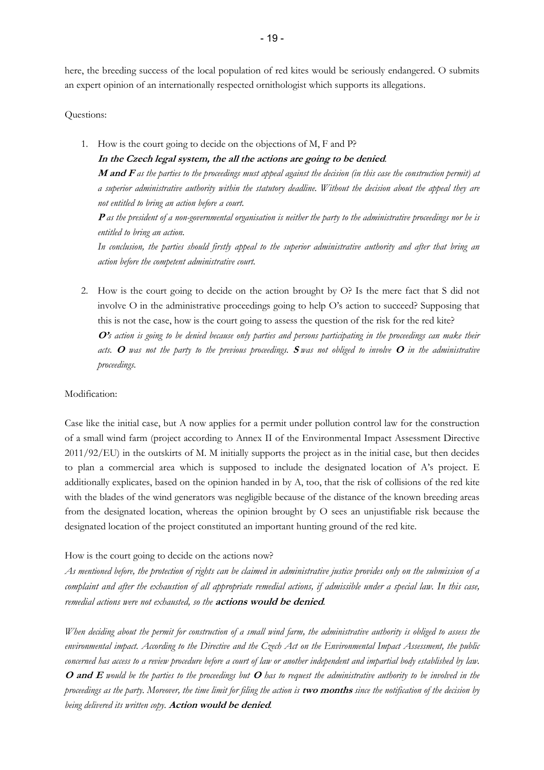here, the breeding success of the local population of red kites would be seriously endangered. O submits an expert opinion of an internationally respected ornithologist which supports its allegations.

Questions:

1. How is the court going to decide on the objections of M, F and P?

   ***In the Czech legal system, the all the actions are going to be denied*.**

   ***M and F*** *as the parties to the proceedings must appeal against the decision (in this case the construction permit) at a superior administrative authority within the statutory deadline. Without the decision about the appeal they are not entitled to bring an action before a court.*

   ***P*** *as the president of a non-governmental organisation is neither the party to the administrative proceedings nor he is entitled to bring an action.*

   *In conclusion, the parties should firstly appeal to the superior administrative authority and after that bring an action before the competent administrative court.*

2. How is the court going to decide on the action brought by O? Is the mere fact that S did not involve O in the administrative proceedings going to help O's action to succeed? Supposing that this is not the case, how is the court going to assess the question of the risk for the red kite?

   ***O's*** *action is going to be denied because only parties and persons participating in the proceedings can make their acts.* ***O*** *was not the party to the previous proceedings.* ***S*** *was not obliged to involve* ***O*** *in the administrative proceedings.*

Modification:

Case like the initial case, but A now applies for a permit under pollution control law for the construction of a small wind farm (project according to Annex II of the Environmental Impact Assessment Directive 2011/92/EU) in the outskirts of M. M initially supports the project as in the initial case, but then decides to plan a commercial area which is supposed to include the designated location of A's project. E additionally explicates, based on the opinion handed in by A, too, that the risk of collisions of the red kite with the blades of the wind generators was negligible because of the distance of the known breeding areas from the designated location, whereas the opinion brought by O sees an unjustifiable risk because the designated location of the project constituted an important hunting ground of the red kite.

How is the court going to decide on the actions now?

*As mentioned before, the protection of rights can be claimed in administrative justice provides only on the submission of a complaint and after the exhaustion of all appropriate remedial actions, if admissible under a special law. In this case, remedial actions were not exhausted, so the* ***actions would be denied****.*

*When deciding about the permit for construction of a small wind farm, the administrative authority is obliged to assess the environmental impact. According to the Directive and the Czech Act on the Environmental Impact Assessment, the public concerned has access to a review procedure before a court of law or another independent and impartial body established by law.* ***O and E*** *would be the parties to the proceedings but* ***O*** *has to request the administrative authority to be involved in the proceedings as the party. Moreover, the time limit for filing the action is* ***two months*** *since the notification of the decision by being delivered its written copy.* ***Action would be denied****.*